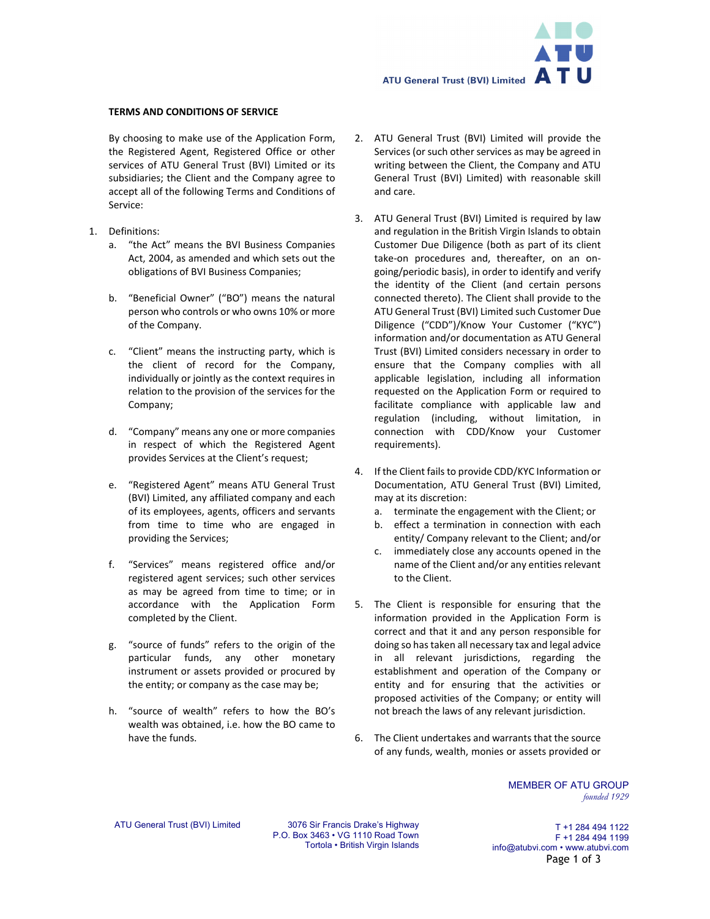**TERMS AND CONDITIONS OF SERVICE**

By choosing to make use of the Application Form, the Registered Agent, Registered Office or other services of ATU General Trust (BVI) Limited or its subsidiaries; the Client and the Company agree to accept all of the following Terms and Conditions of Service:

1. Definitions:
   a. "the Act" means the BVI Business Companies Act, 2004, as amended and which sets out the obligations of BVI Business Companies;

   b. "Beneficial Owner" ("BO") means the natural person who controls or who owns 10% or more of the Company.

   c. "Client" means the instructing party, which is the client of record for the Company, individually or jointly as the context requires in relation to the provision of the services for the Company;

   d. "Company" means any one or more companies in respect of which the Registered Agent provides Services at the Client's request;

   e. "Registered Agent" means ATU General Trust (BVI) Limited, any affiliated company and each of its employees, agents, officers and servants from time to time who are engaged in providing the Services;

   f. "Services" means registered office and/or registered agent services; such other services as may be agreed from time to time; or in accordance with the Application Form completed by the Client.

   g. "source of funds" refers to the origin of the particular funds, any other monetary instrument or assets provided or procured by the entity; or company as the case may be;

   h. "source of wealth" refers to how the BO's wealth was obtained, i.e. how the BO came to have the funds.

2. ATU General Trust (BVI) Limited will provide the Services (or such other services as may be agreed in writing between the Client, the Company and ATU General Trust (BVI) Limited) with reasonable skill and care.

3. ATU General Trust (BVI) Limited is required by law and regulation in the British Virgin Islands to obtain Customer Due Diligence (both as part of its client take-on procedures and, thereafter, on an on-going/periodic basis), in order to identify and verify the identity of the Client (and certain persons connected thereto). The Client shall provide to the ATU General Trust (BVI) Limited such Customer Due Diligence ("CDD")/Know Your Customer ("KYC") information and/or documentation as ATU General Trust (BVI) Limited considers necessary in order to ensure that the Company complies with all applicable legislation, including all information requested on the Application Form or required to facilitate compliance with applicable law and regulation (including, without limitation, in connection with CDD/Know your Customer requirements).

4. If the Client fails to provide CDD/KYC Information or Documentation, ATU General Trust (BVI) Limited, may at its discretion:
   a. terminate the engagement with the Client; or
   b. effect a termination in connection with each entity/ Company relevant to the Client; and/or
   c. immediately close any accounts opened in the name of the Client and/or any entities relevant to the Client.

5. The Client is responsible for ensuring that the information provided in the Application Form is correct and that it and any person responsible for doing so has taken all necessary tax and legal advice in all relevant jurisdictions, regarding the establishment and operation of the Company or entity and for ensuring that the activities or proposed activities of the Company; or entity will not breach the laws of any relevant jurisdiction.

6. The Client undertakes and warrants that the source of any funds, wealth, monies or assets provided or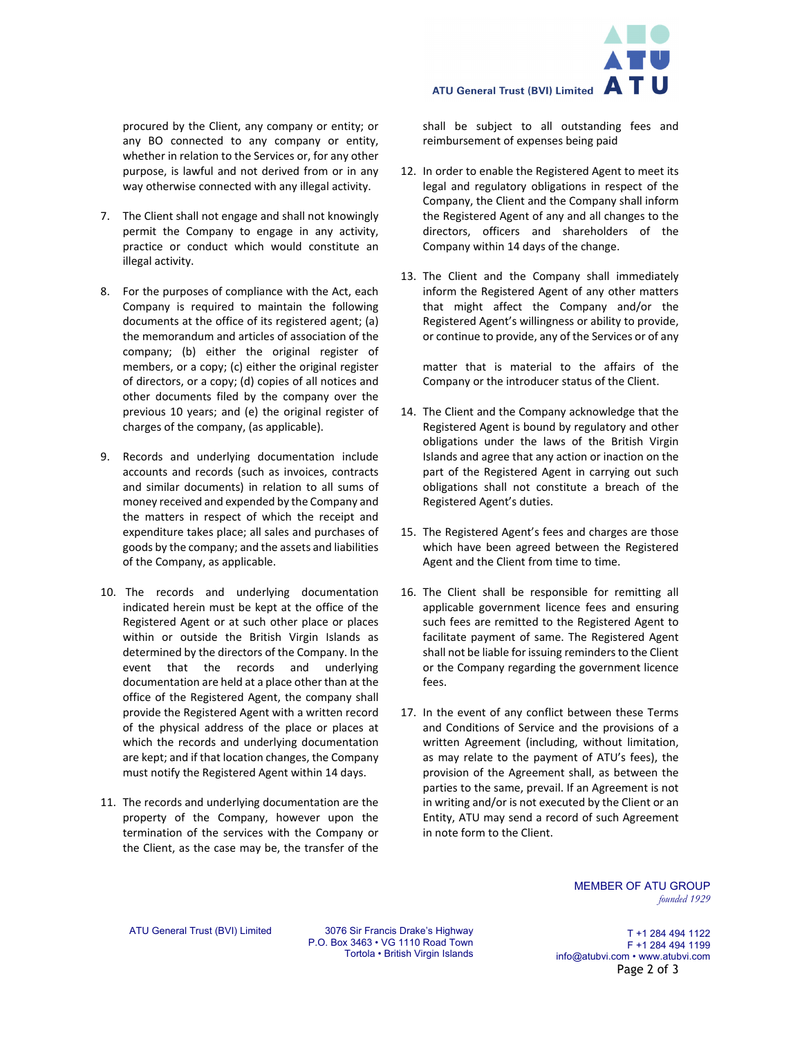procured by the Client, any company or entity; or any BO connected to any company or entity, whether in relation to the Services or, for any other purpose, is lawful and not derived from or in any way otherwise connected with any illegal activity.

7. The Client shall not engage and shall not knowingly permit the Company to engage in any activity, practice or conduct which would constitute an illegal activity.

8. For the purposes of compliance with the Act, each Company is required to maintain the following documents at the office of its registered agent; (a) the memorandum and articles of association of the company; (b) either the original register of members, or a copy; (c) either the original register of directors, or a copy; (d) copies of all notices and other documents filed by the company over the previous 10 years; and (e) the original register of charges of the company, (as applicable).

9. Records and underlying documentation include accounts and records (such as invoices, contracts and similar documents) in relation to all sums of money received and expended by the Company and the matters in respect of which the receipt and expenditure takes place; all sales and purchases of goods by the company; and the assets and liabilities of the Company, as applicable.

10. The records and underlying documentation indicated herein must be kept at the office of the Registered Agent or at such other place or places within or outside the British Virgin Islands as determined by the directors of the Company. In the event that the records and underlying documentation are held at a place other than at the office of the Registered Agent, the company shall provide the Registered Agent with a written record of the physical address of the place or places at which the records and underlying documentation are kept; and if that location changes, the Company must notify the Registered Agent within 14 days.

11. The records and underlying documentation are the property of the Company, however upon the termination of the services with the Company or the Client, as the case may be, the transfer of the shall be subject to all outstanding fees and reimbursement of expenses being paid

12. In order to enable the Registered Agent to meet its legal and regulatory obligations in respect of the Company, the Client and the Company shall inform the Registered Agent of any and all changes to the directors, officers and shareholders of the Company within 14 days of the change.

13. The Client and the Company shall immediately inform the Registered Agent of any other matters that might affect the Company and/or the Registered Agent's willingness or ability to provide, or continue to provide, any of the Services or of any matter that is material to the affairs of the Company or the introducer status of the Client.

14. The Client and the Company acknowledge that the Registered Agent is bound by regulatory and other obligations under the laws of the British Virgin Islands and agree that any action or inaction on the part of the Registered Agent in carrying out such obligations shall not constitute a breach of the Registered Agent's duties.

15. The Registered Agent's fees and charges are those which have been agreed between the Registered Agent and the Client from time to time.

16. The Client shall be responsible for remitting all applicable government licence fees and ensuring such fees are remitted to the Registered Agent to facilitate payment of same. The Registered Agent shall not be liable for issuing reminders to the Client or the Company regarding the government licence fees.

17. In the event of any conflict between these Terms and Conditions of Service and the provisions of a written Agreement (including, without limitation, as may relate to the payment of ATU's fees), the provision of the Agreement shall, as between the parties to the same, prevail. If an Agreement is not in writing and/or is not executed by the Client or an Entity, ATU may send a record of such Agreement in note form to the Client.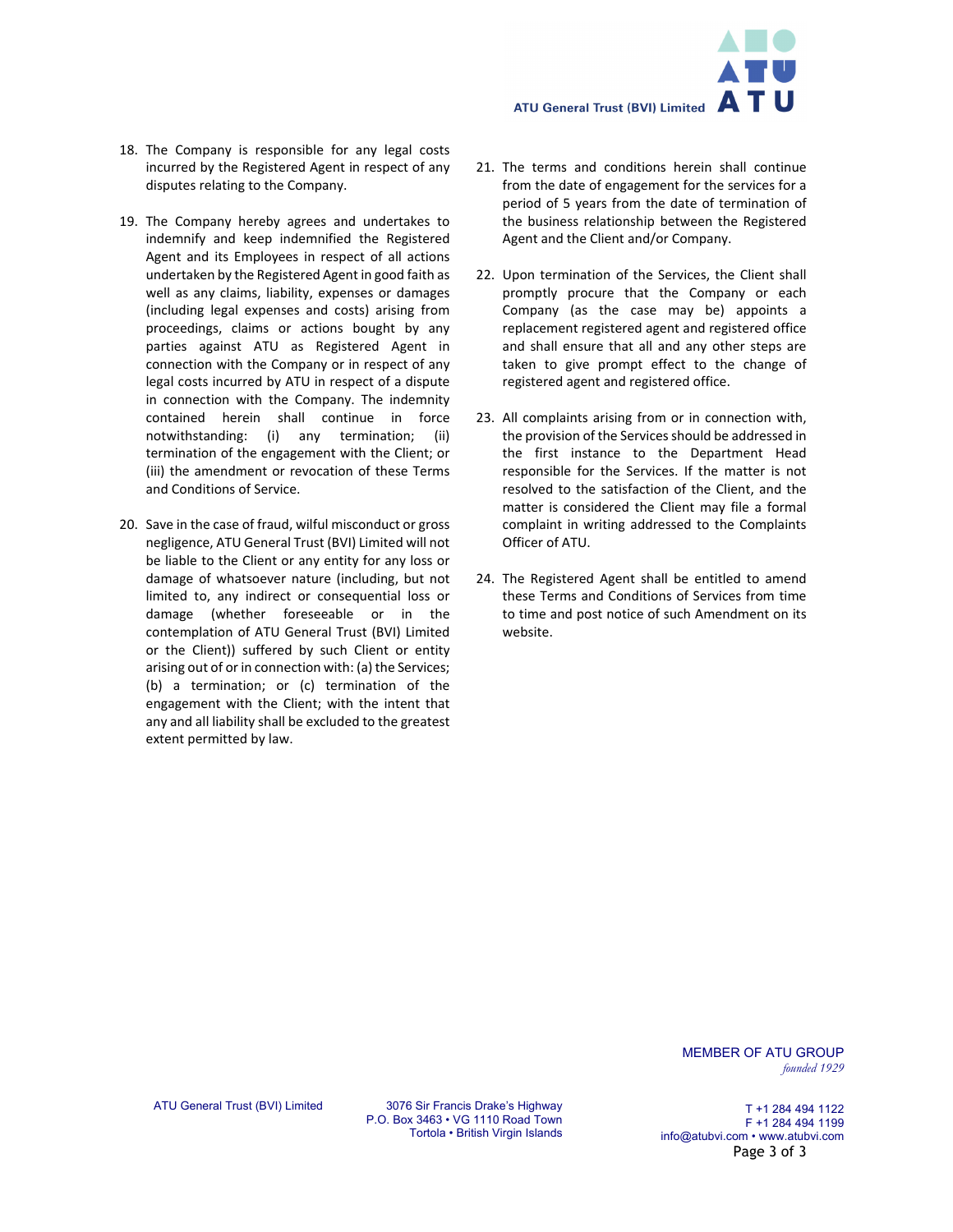18. The Company is responsible for any legal costs incurred by the Registered Agent in respect of any disputes relating to the Company.

19. The Company hereby agrees and undertakes to indemnify and keep indemnified the Registered Agent and its Employees in respect of all actions undertaken by the Registered Agent in good faith as well as any claims, liability, expenses or damages (including legal expenses and costs) arising from proceedings, claims or actions bought by any parties against ATU as Registered Agent in connection with the Company or in respect of any legal costs incurred by ATU in respect of a dispute in connection with the Company. The indemnity contained herein shall continue in force notwithstanding: (i) any termination; (ii) termination of the engagement with the Client; or (iii) the amendment or revocation of these Terms and Conditions of Service.

20. Save in the case of fraud, wilful misconduct or gross negligence, ATU General Trust (BVI) Limited will not be liable to the Client or any entity for any loss or damage of whatsoever nature (including, but not limited to, any indirect or consequential loss or damage (whether foreseeable or in the contemplation of ATU General Trust (BVI) Limited or the Client)) suffered by such Client or entity arising out of or in connection with: (a) the Services; (b) a termination; or (c) termination of the engagement with the Client; with the intent that any and all liability shall be excluded to the greatest extent permitted by law.

21. The terms and conditions herein shall continue from the date of engagement for the services for a period of 5 years from the date of termination of the business relationship between the Registered Agent and the Client and/or Company.

22. Upon termination of the Services, the Client shall promptly procure that the Company or each Company (as the case may be) appoints a replacement registered agent and registered office and shall ensure that all and any other steps are taken to give prompt effect to the change of registered agent and registered office.

23. All complaints arising from or in connection with, the provision of the Services should be addressed in the first instance to the Department Head responsible for the Services. If the matter is not resolved to the satisfaction of the Client, and the matter is considered the Client may file a formal complaint in writing addressed to the Complaints Officer of ATU.

24. The Registered Agent shall be entitled to amend these Terms and Conditions of Services from time to time and post notice of such Amendment on its website.